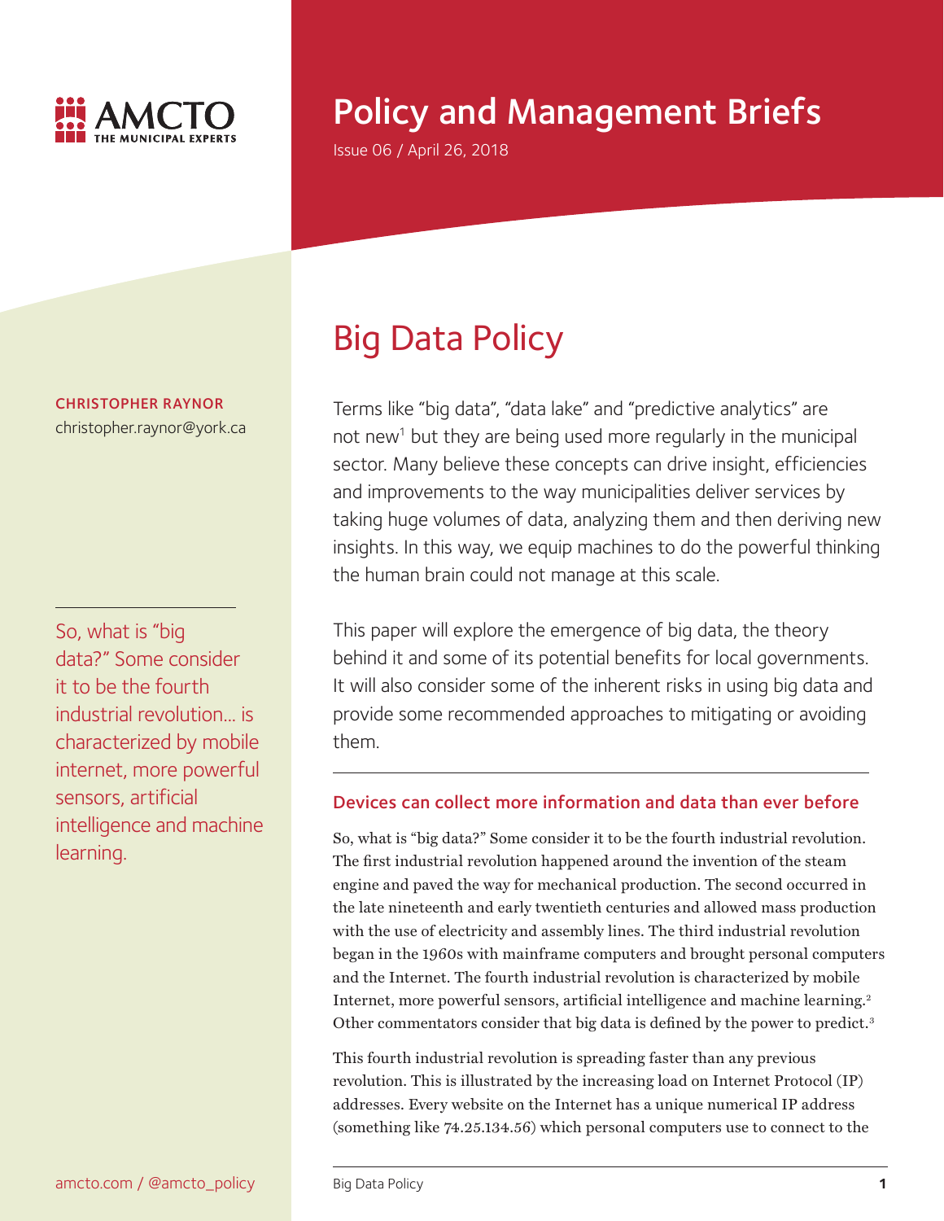# Policy and Management Briefs

Issue 06 / April 26, 2018

## Big Data Policy

**CHRISTOPHER RAYNOR**
christopher.raynor@york.ca

Terms like "big data", "data lake" and "predictive analytics" are not new[1] but they are being used more regularly in the municipal sector. Many believe these concepts can drive insight, efficiencies and improvements to the way municipalities deliver services by taking huge volumes of data, analyzing them and then deriving new insights. In this way, we equip machines to do the powerful thinking the human brain could not manage at this scale.

This paper will explore the emergence of big data, the theory behind it and some of its potential benefits for local governments. It will also consider some of the inherent risks in using big data and provide some recommended approaches to mitigating or avoiding them.

> So, what is "big data?" Some consider it to be the fourth industrial revolution... is characterized by mobile internet, more powerful sensors, artificial intelligence and machine learning.

### Devices can collect more information and data than ever before

So, what is "big data?" Some consider it to be the fourth industrial revolution. The first industrial revolution happened around the invention of the steam engine and paved the way for mechanical production. The second occurred in the late nineteenth and early twentieth centuries and allowed mass production with the use of electricity and assembly lines. The third industrial revolution began in the 1960s with mainframe computers and brought personal computers and the Internet. The fourth industrial revolution is characterized by mobile Internet, more powerful sensors, artificial intelligence and machine learning.[2] Other commentators consider that big data is defined by the power to predict.[3]

This fourth industrial revolution is spreading faster than any previous revolution. This is illustrated by the increasing load on Internet Protocol (IP) addresses. Every website on the Internet has a unique numerical IP address (something like 74.25.134.56) which personal computers use to connect to the

amcto.com / @amcto_policy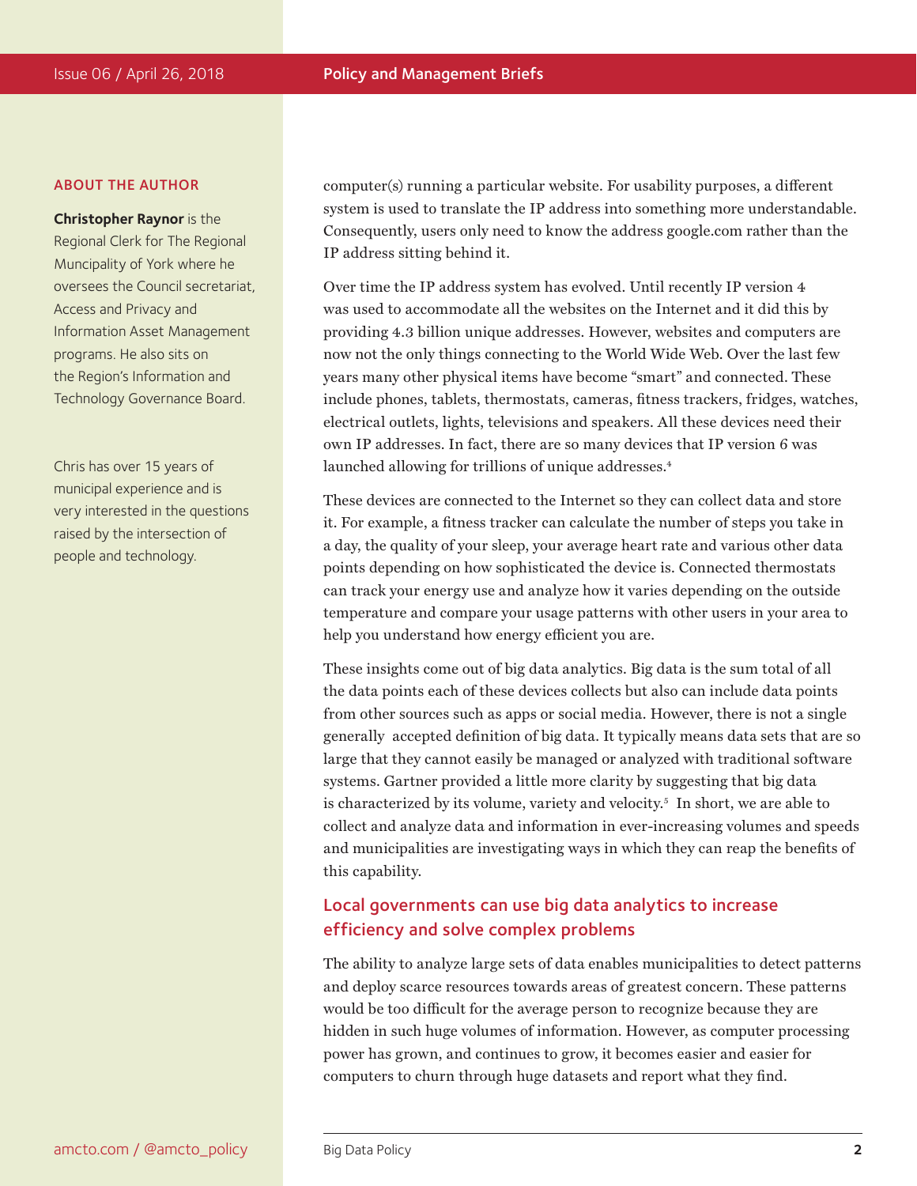## ABOUT THE AUTHOR

**Christopher Raynor** is the Regional Clerk for The Regional Muncipality of York where he oversees the Council secretariat, Access and Privacy and Information Asset Management programs. He also sits on the Region's Information and Technology Governance Board.

Chris has over 15 years of municipal experience and is very interested in the questions raised by the intersection of people and technology.

computer(s) running a particular website. For usability purposes, a different system is used to translate the IP address into something more understandable. Consequently, users only need to know the address google.com rather than the IP address sitting behind it.

Over time the IP address system has evolved. Until recently IP version 4 was used to accommodate all the websites on the Internet and it did this by providing 4.3 billion unique addresses. However, websites and computers are now not the only things connecting to the World Wide Web. Over the last few years many other physical items have become "smart" and connected. These include phones, tablets, thermostats, cameras, fitness trackers, fridges, watches, electrical outlets, lights, televisions and speakers. All these devices need their own IP addresses. In fact, there are so many devices that IP version 6 was launched allowing for trillions of unique addresses.[4]

These devices are connected to the Internet so they can collect data and store it. For example, a fitness tracker can calculate the number of steps you take in a day, the quality of your sleep, your average heart rate and various other data points depending on how sophisticated the device is. Connected thermostats can track your energy use and analyze how it varies depending on the outside temperature and compare your usage patterns with other users in your area to help you understand how energy efficient you are.

These insights come out of big data analytics. Big data is the sum total of all the data points each of these devices collects but also can include data points from other sources such as apps or social media. However, there is not a single generally accepted definition of big data. It typically means data sets that are so large that they cannot easily be managed or analyzed with traditional software systems. Gartner provided a little more clarity by suggesting that big data is characterized by its volume, variety and velocity.[5] In short, we are able to collect and analyze data and information in ever-increasing volumes and speeds and municipalities are investigating ways in which they can reap the benefits of this capability.

## Local governments can use big data analytics to increase efficiency and solve complex problems

The ability to analyze large sets of data enables municipalities to detect patterns and deploy scarce resources towards areas of greatest concern. These patterns would be too difficult for the average person to recognize because they are hidden in such huge volumes of information. However, as computer processing power has grown, and continues to grow, it becomes easier and easier for computers to churn through huge datasets and report what they find.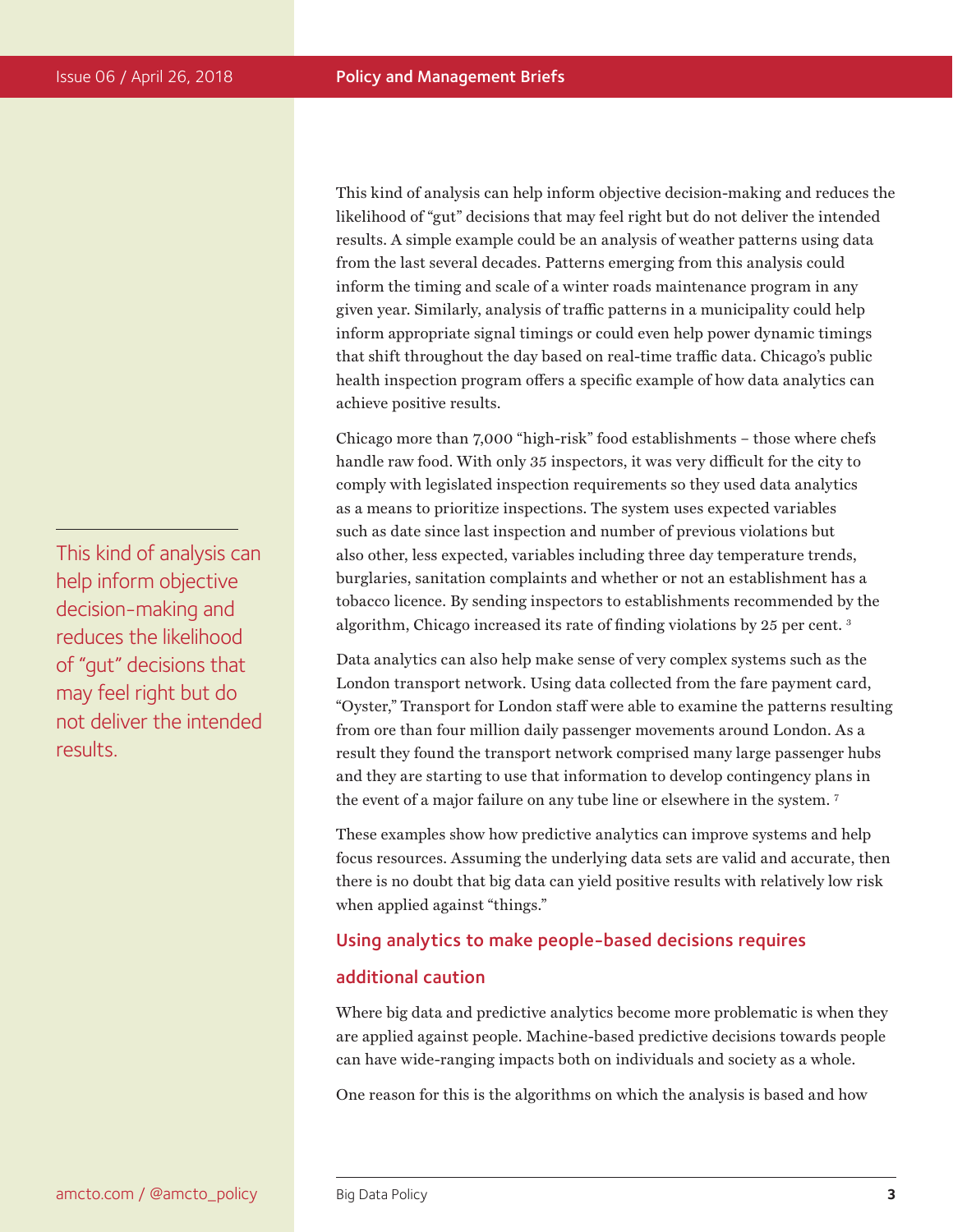This kind of analysis can help inform objective decision-making and reduces the likelihood of "gut" decisions that may feel right but do not deliver the intended results. A simple example could be an analysis of weather patterns using data from the last several decades. Patterns emerging from this analysis could inform the timing and scale of a winter roads maintenance program in any given year. Similarly, analysis of traffic patterns in a municipality could help inform appropriate signal timings or could even help power dynamic timings that shift throughout the day based on real-time traffic data. Chicago's public health inspection program offers a specific example of how data analytics can achieve positive results.

Chicago more than 7,000 "high-risk" food establishments – those where chefs handle raw food. With only 35 inspectors, it was very difficult for the city to comply with legislated inspection requirements so they used data analytics as a means to prioritize inspections. The system uses expected variables such as date since last inspection and number of previous violations but also other, less expected, variables including three day temperature trends, burglaries, sanitation complaints and whether or not an establishment has a tobacco licence. By sending inspectors to establishments recommended by the algorithm, Chicago increased its rate of finding violations by 25 per cent. [3]

Data analytics can also help make sense of very complex systems such as the London transport network. Using data collected from the fare payment card, "Oyster," Transport for London staff were able to examine the patterns resulting from ore than four million daily passenger movements around London. As a result they found the transport network comprised many large passenger hubs and they are starting to use that information to develop contingency plans in the event of a major failure on any tube line or elsewhere in the system. [7]

These examples show how predictive analytics can improve systems and help focus resources. Assuming the underlying data sets are valid and accurate, then there is no doubt that big data can yield positive results with relatively low risk when applied against "things."

> This kind of analysis can help inform objective decision-making and reduces the likelihood of "gut" decisions that may feel right but do not deliver the intended results.

## Using analytics to make people-based decisions requires additional caution

Where big data and predictive analytics become more problematic is when they are applied against people. Machine-based predictive decisions towards people can have wide-ranging impacts both on individuals and society as a whole.

One reason for this is the algorithms on which the analysis is based and how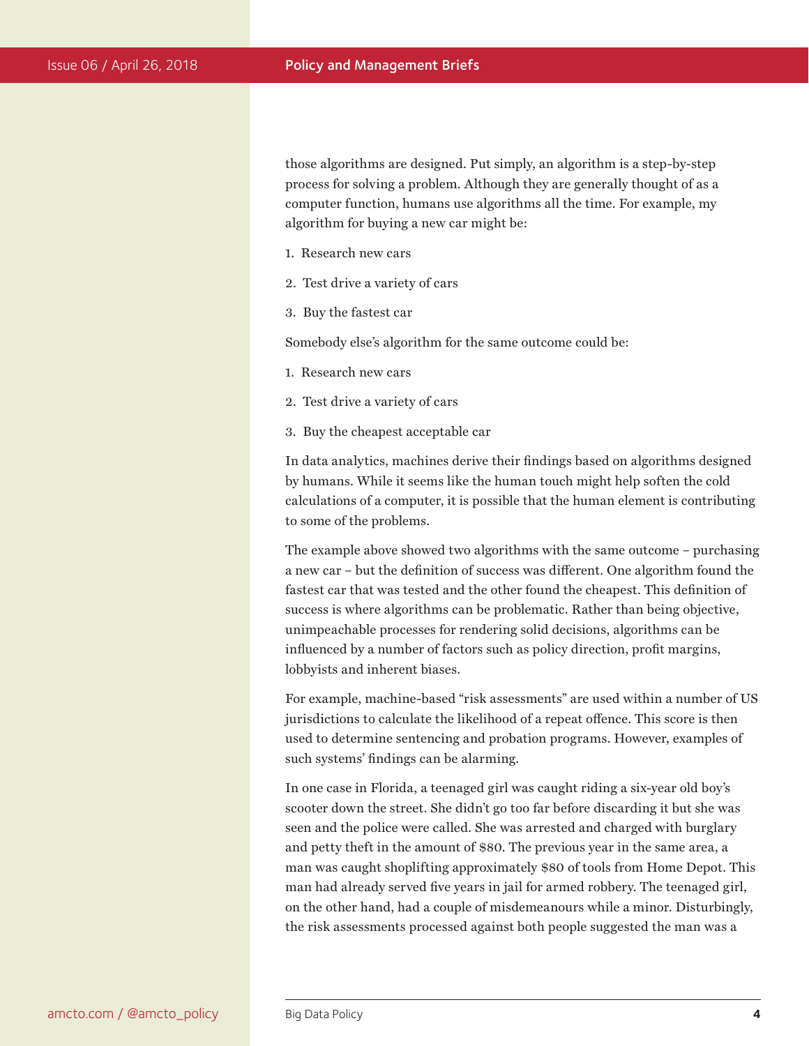those algorithms are designed. Put simply, an algorithm is a step-by-step process for solving a problem. Although they are generally thought of as a computer function, humans use algorithms all the time. For example, my algorithm for buying a new car might be:

1. Research new cars
2. Test drive a variety of cars
3. Buy the fastest car

Somebody else's algorithm for the same outcome could be:

1. Research new cars
2. Test drive a variety of cars
3. Buy the cheapest acceptable car

In data analytics, machines derive their findings based on algorithms designed by humans. While it seems like the human touch might help soften the cold calculations of a computer, it is possible that the human element is contributing to some of the problems.

The example above showed two algorithms with the same outcome – purchasing a new car – but the definition of success was different. One algorithm found the fastest car that was tested and the other found the cheapest. This definition of success is where algorithms can be problematic. Rather than being objective, unimpeachable processes for rendering solid decisions, algorithms can be influenced by a number of factors such as policy direction, profit margins, lobbyists and inherent biases.

For example, machine-based "risk assessments" are used within a number of US jurisdictions to calculate the likelihood of a repeat offence. This score is then used to determine sentencing and probation programs. However, examples of such systems' findings can be alarming.

In one case in Florida, a teenaged girl was caught riding a six-year old boy's scooter down the street. She didn't go too far before discarding it but she was seen and the police were called. She was arrested and charged with burglary and petty theft in the amount of $80. The previous year in the same area, a man was caught shoplifting approximately $80 of tools from Home Depot. This man had already served five years in jail for armed robbery. The teenaged girl, on the other hand, had a couple of misdemeanours while a minor. Disturbingly, the risk assessments processed against both people suggested the man was a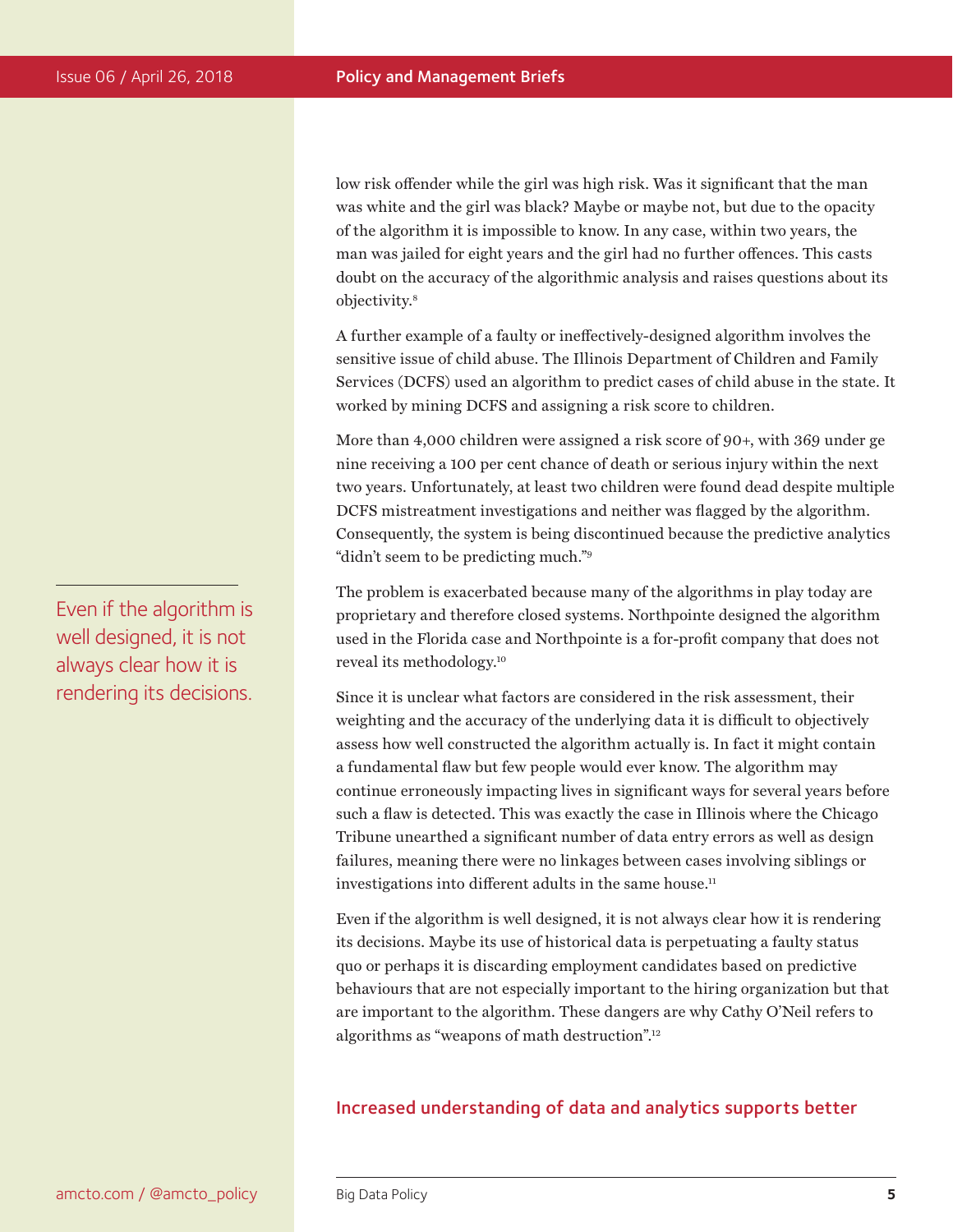low risk offender while the girl was high risk. Was it significant that the man was white and the girl was black? Maybe or maybe not, but due to the opacity of the algorithm it is impossible to know. In any case, within two years, the man was jailed for eight years and the girl had no further offences. This casts doubt on the accuracy of the algorithmic analysis and raises questions about its objectivity.[8]

A further example of a faulty or ineffectively-designed algorithm involves the sensitive issue of child abuse. The Illinois Department of Children and Family Services (DCFS) used an algorithm to predict cases of child abuse in the state. It worked by mining DCFS and assigning a risk score to children.

More than 4,000 children were assigned a risk score of 90+, with 369 under ge nine receiving a 100 per cent chance of death or serious injury within the next two years. Unfortunately, at least two children were found dead despite multiple DCFS mistreatment investigations and neither was flagged by the algorithm. Consequently, the system is being discontinued because the predictive analytics "didn't seem to be predicting much."[9]

The problem is exacerbated because many of the algorithms in play today are proprietary and therefore closed systems. Northpointe designed the algorithm used in the Florida case and Northpointe is a for-profit company that does not reveal its methodology.[10]

Since it is unclear what factors are considered in the risk assessment, their weighting and the accuracy of the underlying data it is difficult to objectively assess how well constructed the algorithm actually is. In fact it might contain a fundamental flaw but few people would ever know. The algorithm may continue erroneously impacting lives in significant ways for several years before such a flaw is detected. This was exactly the case in Illinois where the Chicago Tribune unearthed a significant number of data entry errors as well as design failures, meaning there were no linkages between cases involving siblings or investigations into different adults in the same house.[11]

> Even if the algorithm is well designed, it is not always clear how it is rendering its decisions.

Even if the algorithm is well designed, it is not always clear how it is rendering its decisions. Maybe its use of historical data is perpetuating a faulty status quo or perhaps it is discarding employment candidates based on predictive behaviours that are not especially important to the hiring organization but that are important to the algorithm. These dangers are why Cathy O'Neil refers to algorithms as "weapons of math destruction".[12]

## Increased understanding of data and analytics supports better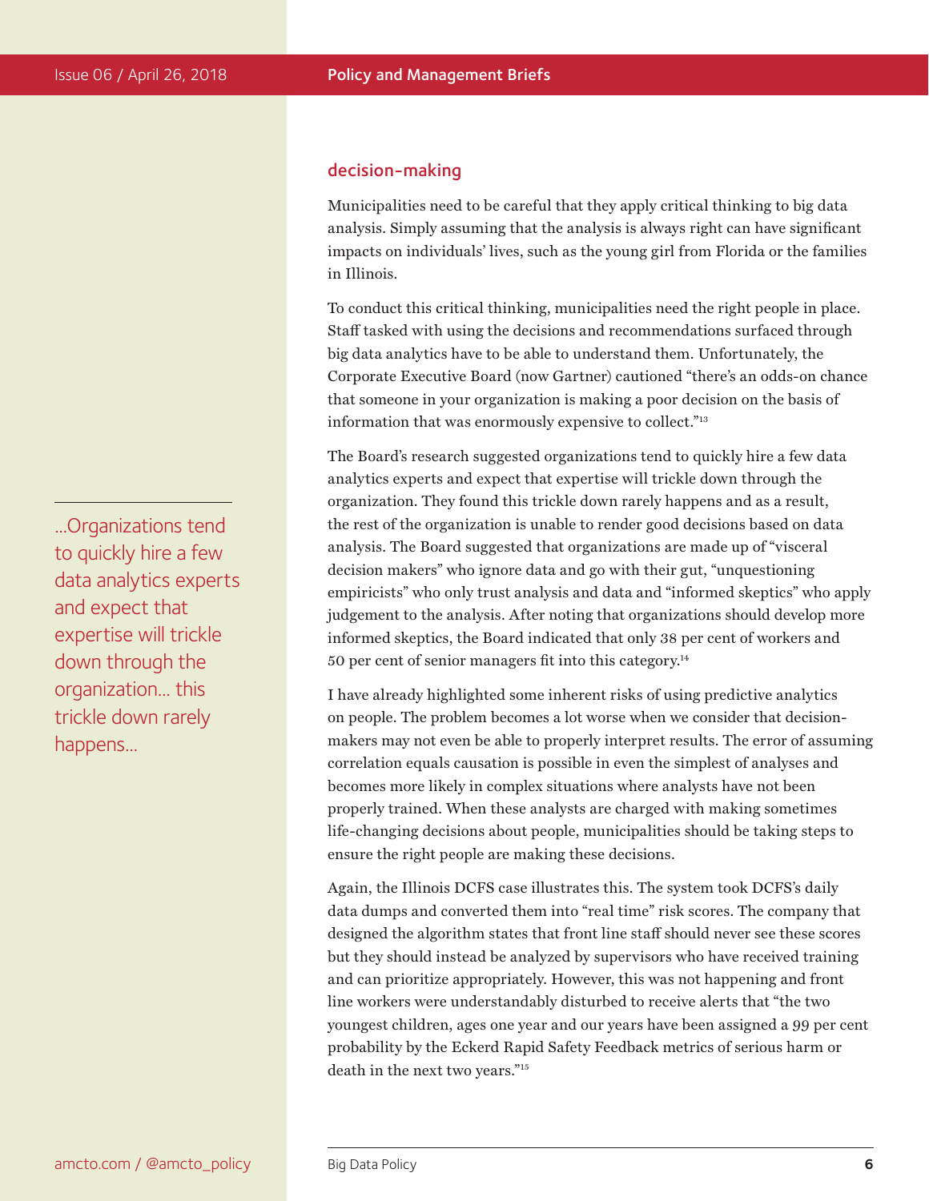## decision-making

Municipalities need to be careful that they apply critical thinking to big data analysis. Simply assuming that the analysis is always right can have significant impacts on individuals' lives, such as the young girl from Florida or the families in Illinois.

To conduct this critical thinking, municipalities need the right people in place. Staff tasked with using the decisions and recommendations surfaced through big data analytics have to be able to understand them. Unfortunately, the Corporate Executive Board (now Gartner) cautioned "there's an odds-on chance that someone in your organization is making a poor decision on the basis of information that was enormously expensive to collect."[13]

The Board's research suggested organizations tend to quickly hire a few data analytics experts and expect that expertise will trickle down through the organization. They found this trickle down rarely happens and as a result, the rest of the organization is unable to render good decisions based on data analysis. The Board suggested that organizations are made up of "visceral decision makers" who ignore data and go with their gut, "unquestioning empiricists" who only trust analysis and data and "informed skeptics" who apply judgement to the analysis. After noting that organizations should develop more informed skeptics, the Board indicated that only 38 per cent of workers and 50 per cent of senior managers fit into this category.[14]

> ...Organizations tend to quickly hire a few data analytics experts and expect that expertise will trickle down through the organization... this trickle down rarely happens...

I have already highlighted some inherent risks of using predictive analytics on people. The problem becomes a lot worse when we consider that decision-makers may not even be able to properly interpret results. The error of assuming correlation equals causation is possible in even the simplest of analyses and becomes more likely in complex situations where analysts have not been properly trained. When these analysts are charged with making sometimes life-changing decisions about people, municipalities should be taking steps to ensure the right people are making these decisions.

Again, the Illinois DCFS case illustrates this. The system took DCFS's daily data dumps and converted them into "real time" risk scores. The company that designed the algorithm states that front line staff should never see these scores but they should instead be analyzed by supervisors who have received training and can prioritize appropriately. However, this was not happening and front line workers were understandably disturbed to receive alerts that "the two youngest children, ages one year and our years have been assigned a 99 per cent probability by the Eckerd Rapid Safety Feedback metrics of serious harm or death in the next two years."[15]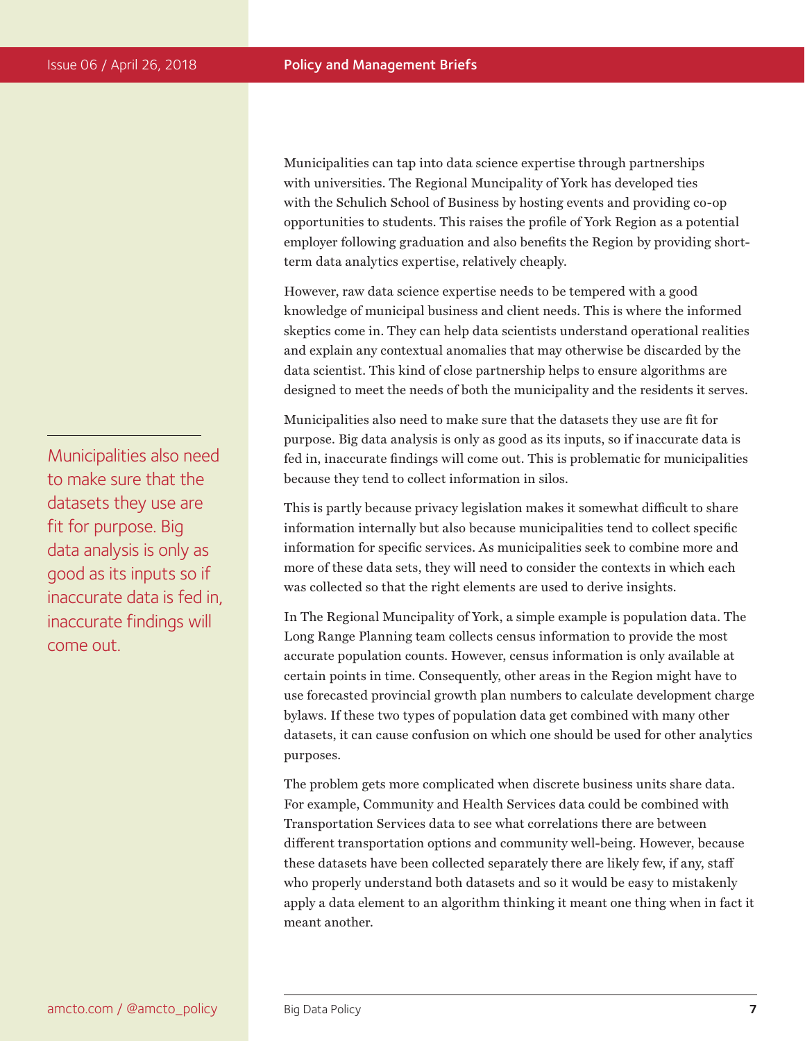Municipalities can tap into data science expertise through partnerships with universities. The Regional Muncipality of York has developed ties with the Schulich School of Business by hosting events and providing co-op opportunities to students. This raises the profile of York Region as a potential employer following graduation and also benefits the Region by providing short-term data analytics expertise, relatively cheaply.

However, raw data science expertise needs to be tempered with a good knowledge of municipal business and client needs. This is where the informed skeptics come in. They can help data scientists understand operational realities and explain any contextual anomalies that may otherwise be discarded by the data scientist. This kind of close partnership helps to ensure algorithms are designed to meet the needs of both the municipality and the residents it serves.

Municipalities also need to make sure that the datasets they use are fit for purpose. Big data analysis is only as good as its inputs, so if inaccurate data is fed in, inaccurate findings will come out. This is problematic for municipalities because they tend to collect information in silos.

> Municipalities also need to make sure that the datasets they use are fit for purpose. Big data analysis is only as good as its inputs so if inaccurate data is fed in, inaccurate findings will come out.

This is partly because privacy legislation makes it somewhat difficult to share information internally but also because municipalities tend to collect specific information for specific services. As municipalities seek to combine more and more of these data sets, they will need to consider the contexts in which each was collected so that the right elements are used to derive insights.

In The Regional Muncipality of York, a simple example is population data. The Long Range Planning team collects census information to provide the most accurate population counts. However, census information is only available at certain points in time. Consequently, other areas in the Region might have to use forecasted provincial growth plan numbers to calculate development charge bylaws. If these two types of population data get combined with many other datasets, it can cause confusion on which one should be used for other analytics purposes.

The problem gets more complicated when discrete business units share data. For example, Community and Health Services data could be combined with Transportation Services data to see what correlations there are between different transportation options and community well-being. However, because these datasets have been collected separately there are likely few, if any, staff who properly understand both datasets and so it would be easy to mistakenly apply a data element to an algorithm thinking it meant one thing when in fact it meant another.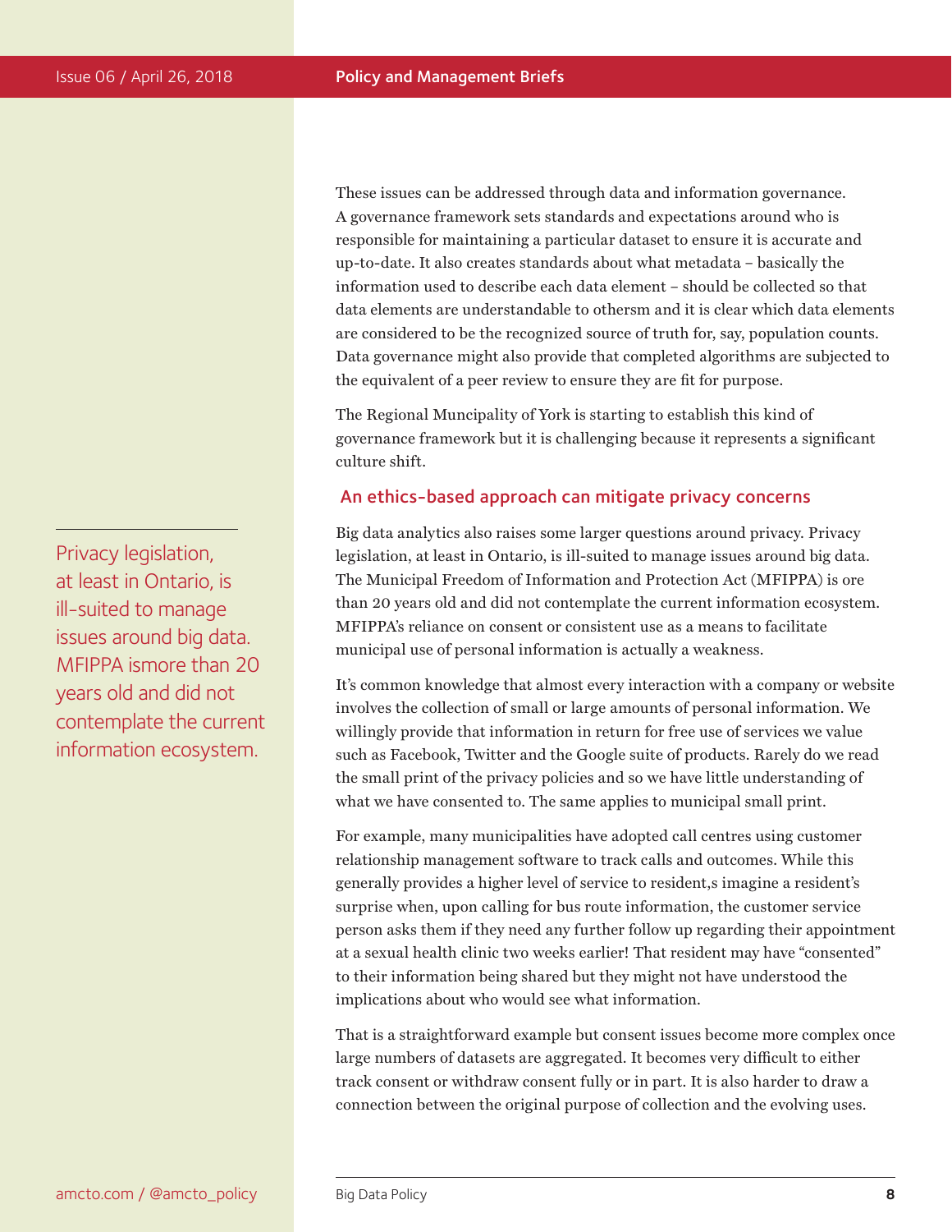These issues can be addressed through data and information governance. A governance framework sets standards and expectations around who is responsible for maintaining a particular dataset to ensure it is accurate and up-to-date. It also creates standards about what metadata – basically the information used to describe each data element – should be collected so that data elements are understandable to othersm and it is clear which data elements are considered to be the recognized source of truth for, say, population counts. Data governance might also provide that completed algorithms are subjected to the equivalent of a peer review to ensure they are fit for purpose.

The Regional Muncipality of York is starting to establish this kind of governance framework but it is challenging because it represents a significant culture shift.

## An ethics-based approach can mitigate privacy concerns

Big data analytics also raises some larger questions around privacy. Privacy legislation, at least in Ontario, is ill-suited to manage issues around big data. The Municipal Freedom of Information and Protection Act (MFIPPA) is ore than 20 years old and did not contemplate the current information ecosystem. MFIPPA's reliance on consent or consistent use as a means to facilitate municipal use of personal information is actually a weakness.

> Privacy legislation, at least in Ontario, is ill-suited to manage issues around big data. MFIPPA ismore than 20 years old and did not contemplate the current information ecosystem.

It's common knowledge that almost every interaction with a company or website involves the collection of small or large amounts of personal information. We willingly provide that information in return for free use of services we value such as Facebook, Twitter and the Google suite of products. Rarely do we read the small print of the privacy policies and so we have little understanding of what we have consented to. The same applies to municipal small print.

For example, many municipalities have adopted call centres using customer relationship management software to track calls and outcomes. While this generally provides a higher level of service to resident,s imagine a resident's surprise when, upon calling for bus route information, the customer service person asks them if they need any further follow up regarding their appointment at a sexual health clinic two weeks earlier! That resident may have "consented" to their information being shared but they might not have understood the implications about who would see what information.

That is a straightforward example but consent issues become more complex once large numbers of datasets are aggregated. It becomes very difficult to either track consent or withdraw consent fully or in part. It is also harder to draw a connection between the original purpose of collection and the evolving uses.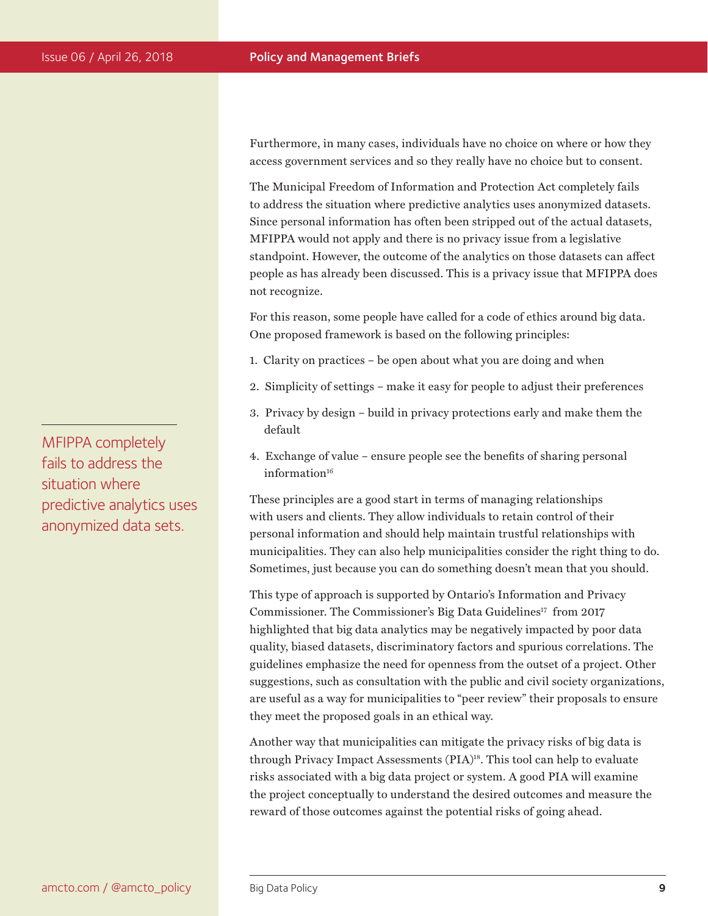Furthermore, in many cases, individuals have no choice on where or how they access government services and so they really have no choice but to consent.

The Municipal Freedom of Information and Protection Act completely fails to address the situation where predictive analytics uses anonymized datasets. Since personal information has often been stripped out of the actual datasets, MFIPPA would not apply and there is no privacy issue from a legislative standpoint. However, the outcome of the analytics on those datasets can affect people as has already been discussed. This is a privacy issue that MFIPPA does not recognize.

MFIPPA completely fails to address the situation where predictive analytics uses anonymized data sets.

For this reason, some people have called for a code of ethics around big data. One proposed framework is based on the following principles:

1. Clarity on practices – be open about what you are doing and when
2. Simplicity of settings – make it easy for people to adjust their preferences
3. Privacy by design – build in privacy protections early and make them the default
4. Exchange of value – ensure people see the benefits of sharing personal information[16]

These principles are a good start in terms of managing relationships with users and clients. They allow individuals to retain control of their personal information and should help maintain trustful relationships with municipalities. They can also help municipalities consider the right thing to do. Sometimes, just because you can do something doesn't mean that you should.

This type of approach is supported by Ontario's Information and Privacy Commissioner. The Commissioner's Big Data Guidelines[17] from 2017 highlighted that big data analytics may be negatively impacted by poor data quality, biased datasets, discriminatory factors and spurious correlations. The guidelines emphasize the need for openness from the outset of a project. Other suggestions, such as consultation with the public and civil society organizations, are useful as a way for municipalities to "peer review" their proposals to ensure they meet the proposed goals in an ethical way.

Another way that municipalities can mitigate the privacy risks of big data is through Privacy Impact Assessments (PIA)[18]. This tool can help to evaluate risks associated with a big data project or system. A good PIA will examine the project conceptually to understand the desired outcomes and measure the reward of those outcomes against the potential risks of going ahead.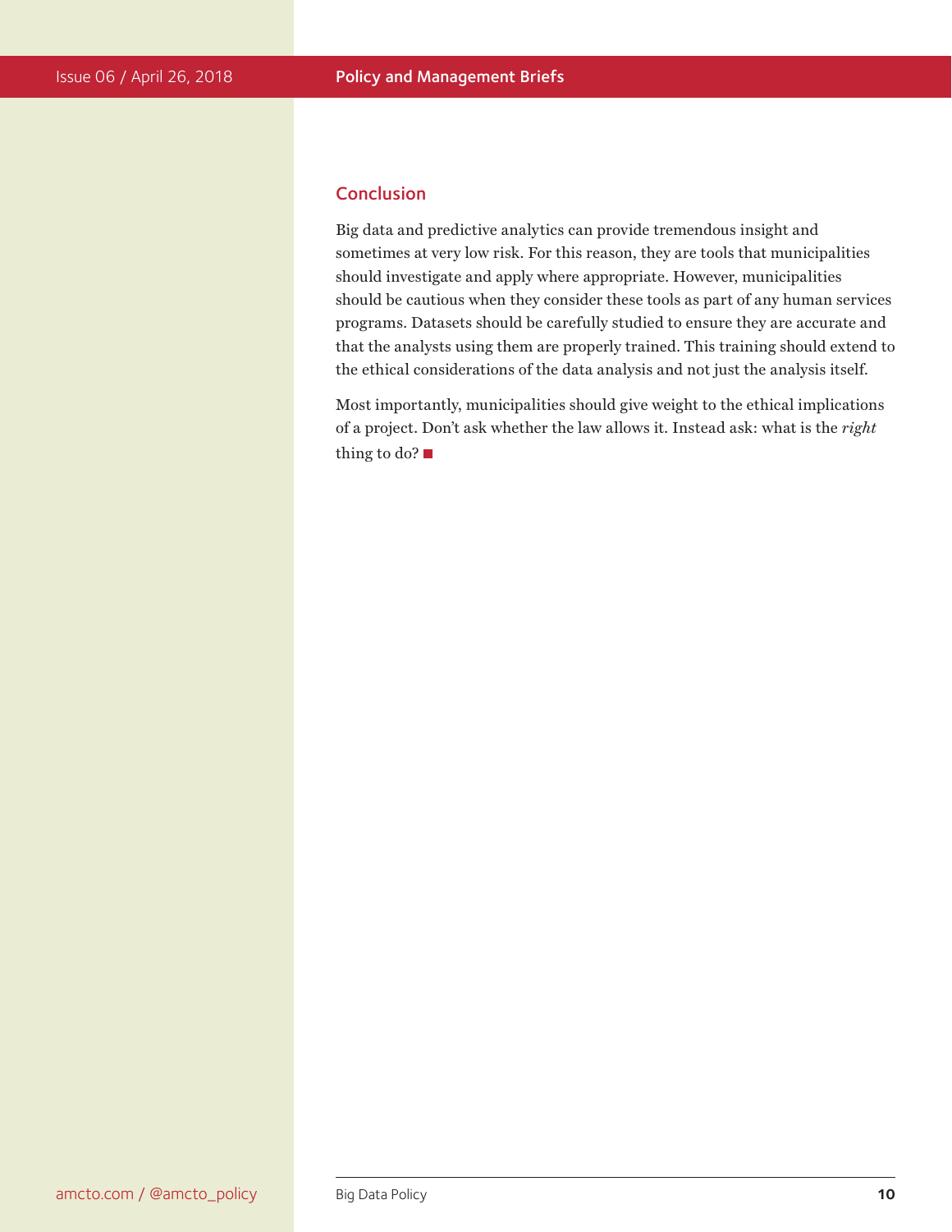## Conclusion

Big data and predictive analytics can provide tremendous insight and sometimes at very low risk. For this reason, they are tools that municipalities should investigate and apply where appropriate. However, municipalities should be cautious when they consider these tools as part of any human services programs. Datasets should be carefully studied to ensure they are accurate and that the analysts using them are properly trained. This training should extend to the ethical considerations of the data analysis and not just the analysis itself.

Most importantly, municipalities should give weight to the ethical implications of a project. Don't ask whether the law allows it. Instead ask: what is the *right* thing to do? ■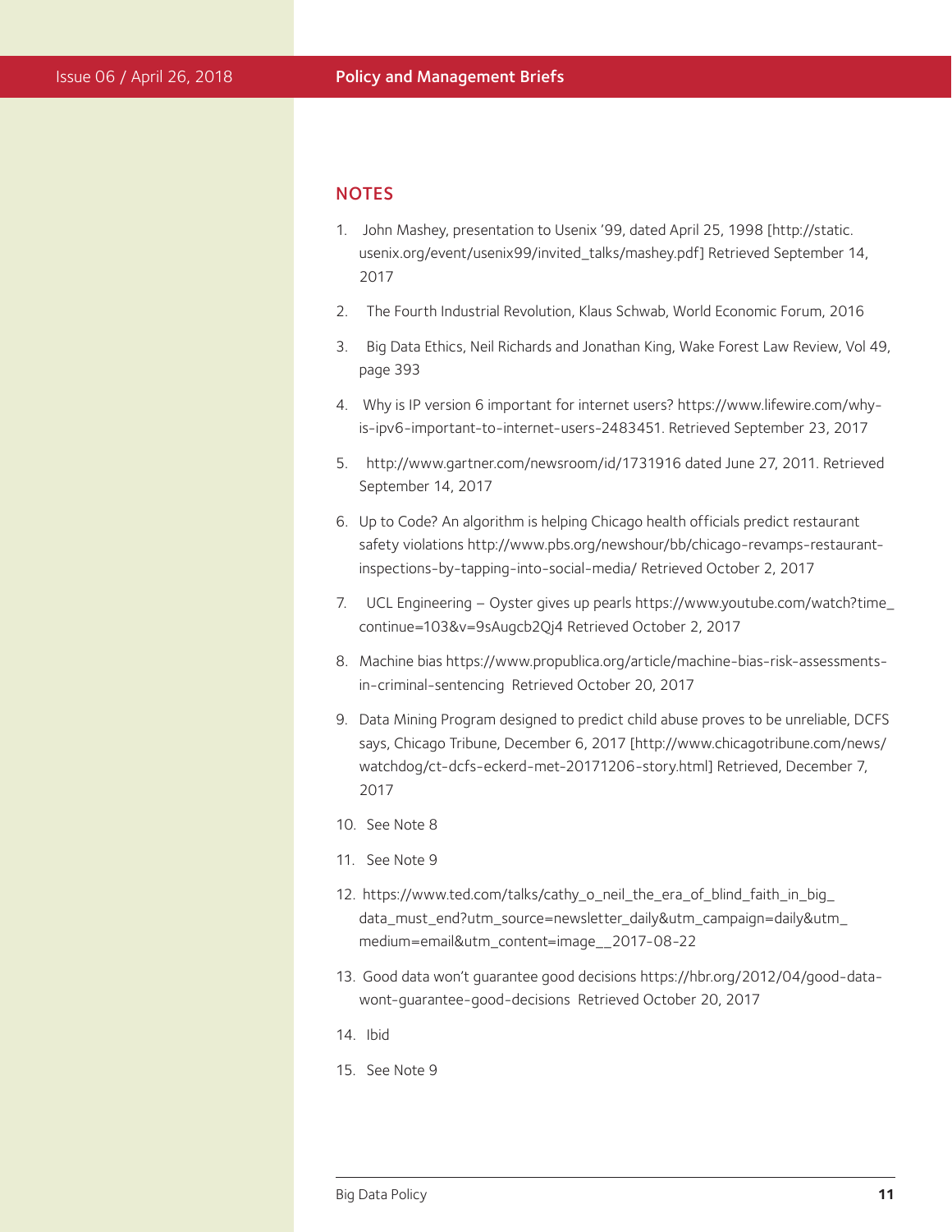## NOTES

1. John Mashey, presentation to Usenix '99, dated April 25, 1998 [http://static.usenix.org/event/usenix99/invited_talks/mashey.pdf] Retrieved September 14, 2017
2. The Fourth Industrial Revolution, Klaus Schwab, World Economic Forum, 2016
3. Big Data Ethics, Neil Richards and Jonathan King, Wake Forest Law Review, Vol 49, page 393
4. Why is IP version 6 important for internet users? https://www.lifewire.com/why-is-ipv6-important-to-internet-users-2483451. Retrieved September 23, 2017
5. http://www.gartner.com/newsroom/id/1731916 dated June 27, 2011. Retrieved September 14, 2017
6. Up to Code? An algorithm is helping Chicago health officials predict restaurant safety violations http://www.pbs.org/newshour/bb/chicago-revamps-restaurant-inspections-by-tapping-into-social-media/ Retrieved October 2, 2017
7. UCL Engineering – Oyster gives up pearls https://www.youtube.com/watch?time_continue=103&v=9sAugcb2Qj4 Retrieved October 2, 2017
8. Machine bias https://www.propublica.org/article/machine-bias-risk-assessments-in-criminal-sentencing Retrieved October 20, 2017
9. Data Mining Program designed to predict child abuse proves to be unreliable, DCFS says, Chicago Tribune, December 6, 2017 [http://www.chicagotribune.com/news/watchdog/ct-dcfs-eckerd-met-20171206-story.html] Retrieved, December 7, 2017
10. See Note 8
11. See Note 9
12. https://www.ted.com/talks/cathy_o_neil_the_era_of_blind_faith_in_big_data_must_end?utm_source=newsletter_daily&utm_campaign=daily&utm_medium=email&utm_content=image__2017-08-22
13. Good data won't guarantee good decisions https://hbr.org/2012/04/good-data-wont-guarantee-good-decisions Retrieved October 20, 2017
14. Ibid
15. See Note 9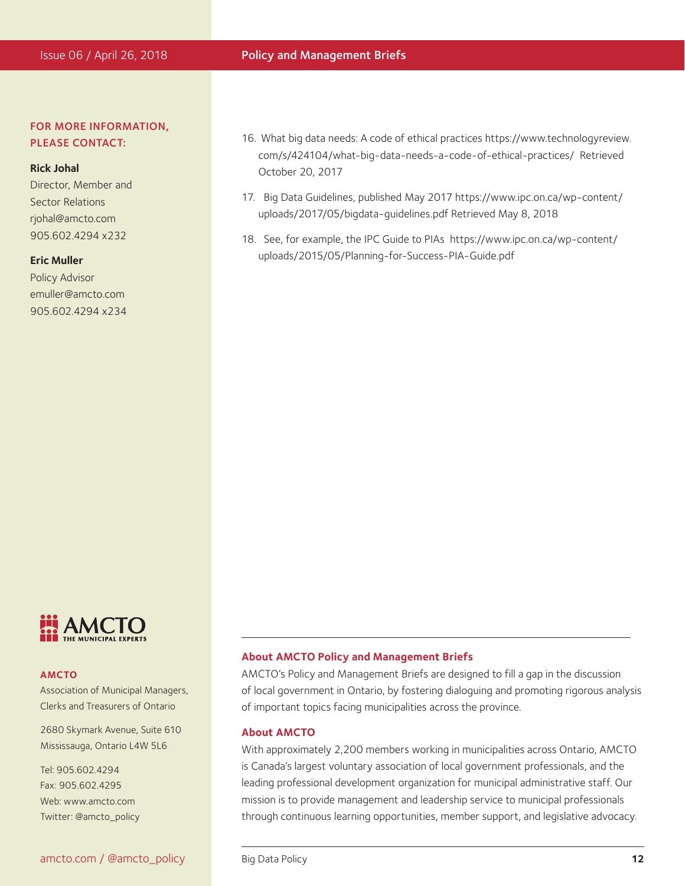16. What big data needs: A code of ethical practices https://www.technologyreview.com/s/424104/what-big-data-needs-a-code-of-ethical-practices/ Retrieved October 20, 2017

17. Big Data Guidelines, published May 2017 https://www.ipc.on.ca/wp-content/uploads/2017/05/bigdata-guidelines.pdf Retrieved May 8, 2018

18. See, for example, the IPC Guide to PIAs https://www.ipc.on.ca/wp-content/uploads/2015/05/Planning-for-Success-PIA-Guide.pdf

**FOR MORE INFORMATION, PLEASE CONTACT:**

**Rick Johal**
Director, Member and Sector Relations
rjohal@amcto.com
905.602.4294 x232

**Eric Muller**
Policy Advisor
emuller@amcto.com
905.602.4294 x234

**AMCTO**
Association of Municipal Managers, Clerks and Treasurers of Ontario

2680 Skymark Avenue, Suite 610
Mississauga, Ontario L4W 5L6

Tel: 905.602.4294
Fax: 905.602.4295
Web: www.amcto.com
Twitter: @amcto_policy

### About AMCTO Policy and Management Briefs

AMCTO's Policy and Management Briefs are designed to fill a gap in the discussion of local government in Ontario, by fostering dialoguing and promoting rigorous analysis of important topics facing municipalities across the province.

### About AMCTO

With approximately 2,200 members working in municipalities across Ontario, AMCTO is Canada's largest voluntary association of local government professionals, and the leading professional development organization for municipal administrative staff. Our mission is to provide management and leadership service to municipal professionals through continuous learning opportunities, member support, and legislative advocacy.